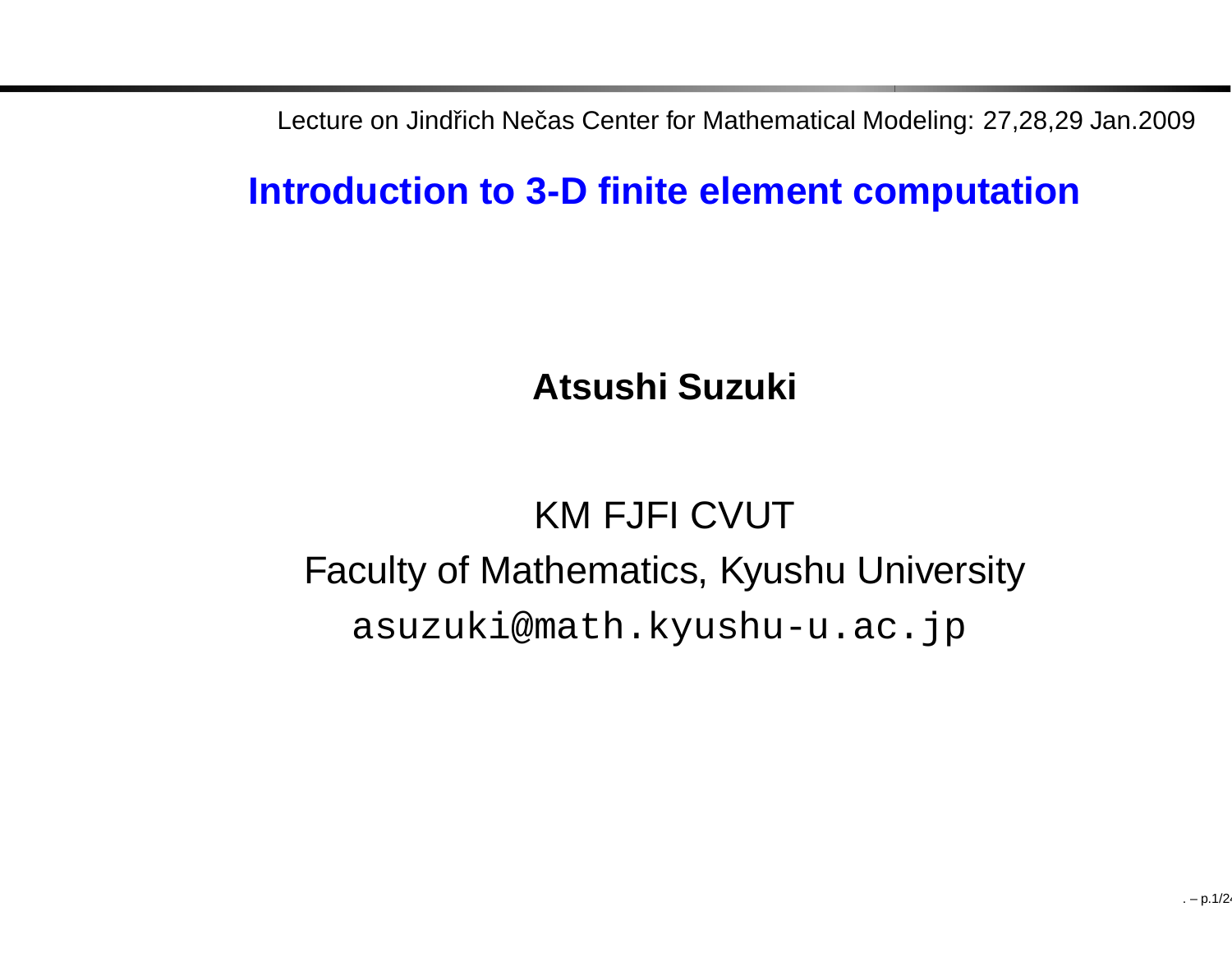Lecture on Jindřich Nečas Center for Mathematical Modeling: 27,28,29 Jan.2009

# Introduction to 3-D finite element computation

**Atsushi Suzuki**

KM FJFI CVUT

Faculty of Mathematics, Kyushu University

asuzuki@math.kyushu-u.ac.jp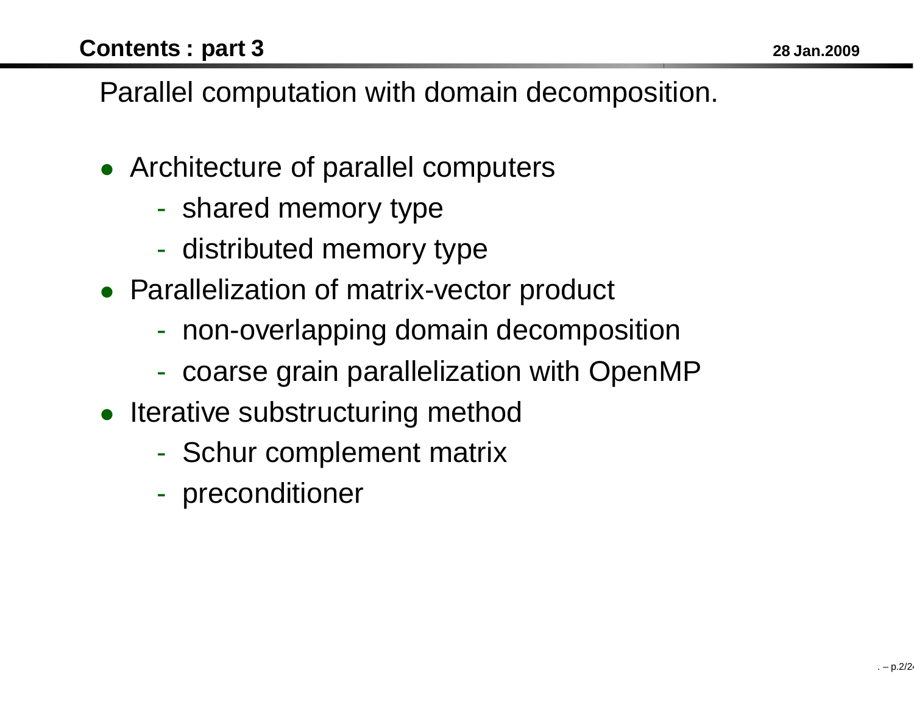## Contents : part 3

Parallel computation with domain decomposition.

- Architecture of parallel computers
  - shared memory type
  - distributed memory type
- Parallelization of matrix-vector product
  - non-overlapping domain decomposition
  - coarse grain parallelization with OpenMP
- Iterative substructuring method
  - Schur complement matrix
  - preconditioner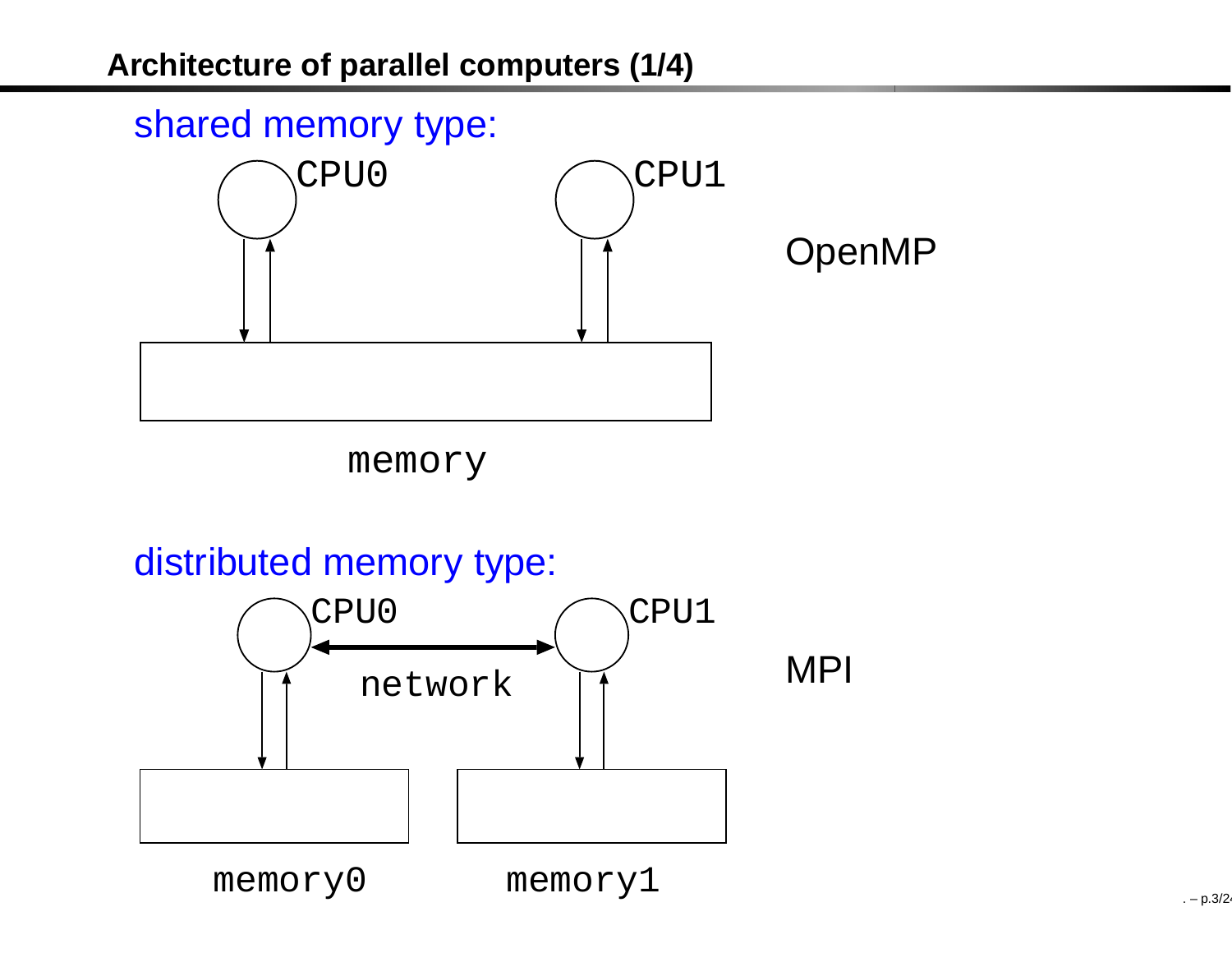# Architecture of parallel computers (1/4)

**shared memory type:**

CPU0  CPU1

memory

OpenMP

**distributed memory type:**

CPU0  CPU1

network

memory0  memory1

MPI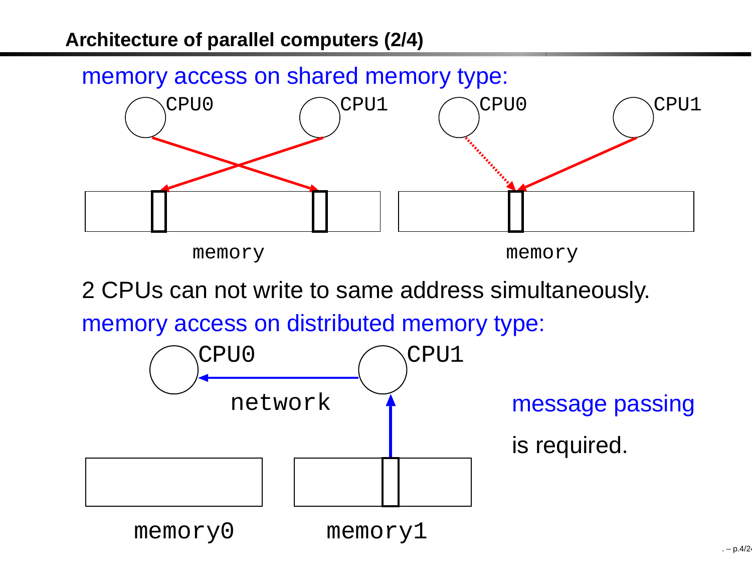## Architecture of parallel computers (2/4)

memory access on shared memory type:

CPU0 CPU1 CPU0 CPU1

memory memory

2 CPUs can not write to same address simultaneously.

memory access on distributed memory type:

CPU0 CPU1

network

memory0 memory1

message passing

is required.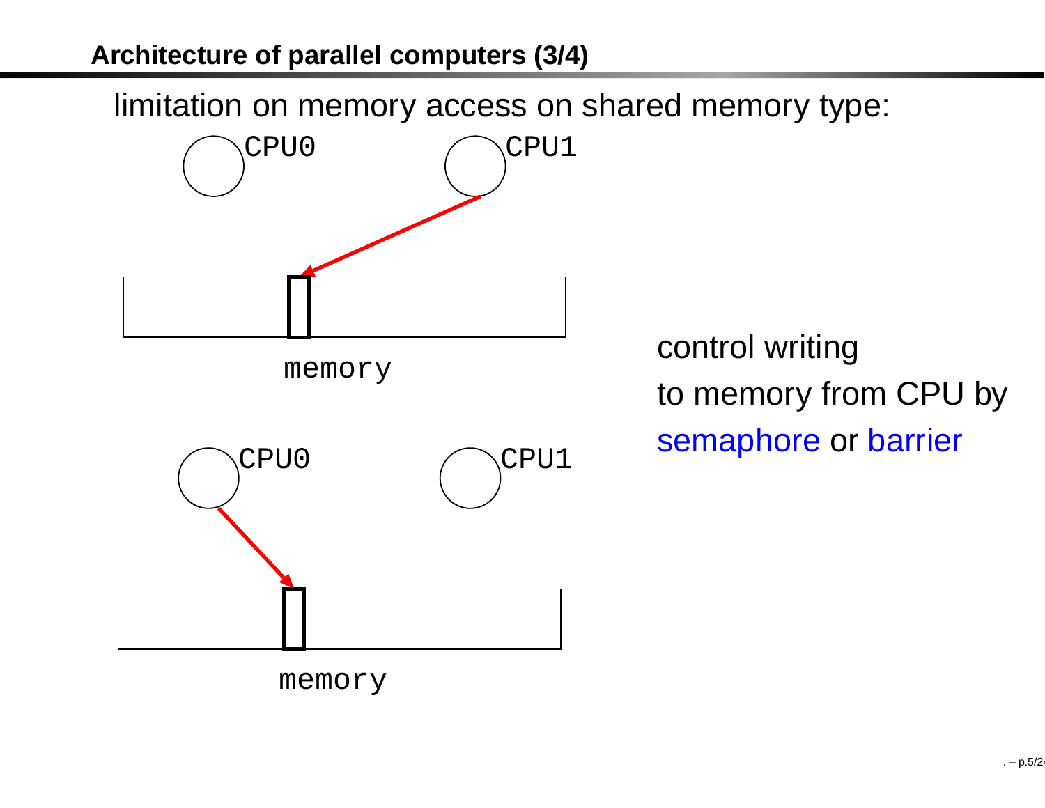## Architecture of parallel computers (3/4)

limitation on memory access on shared memory type:

CPU0 CPU1

memory

CPU0 CPU1

memory

control writing
to memory from CPU by
semaphore or barrier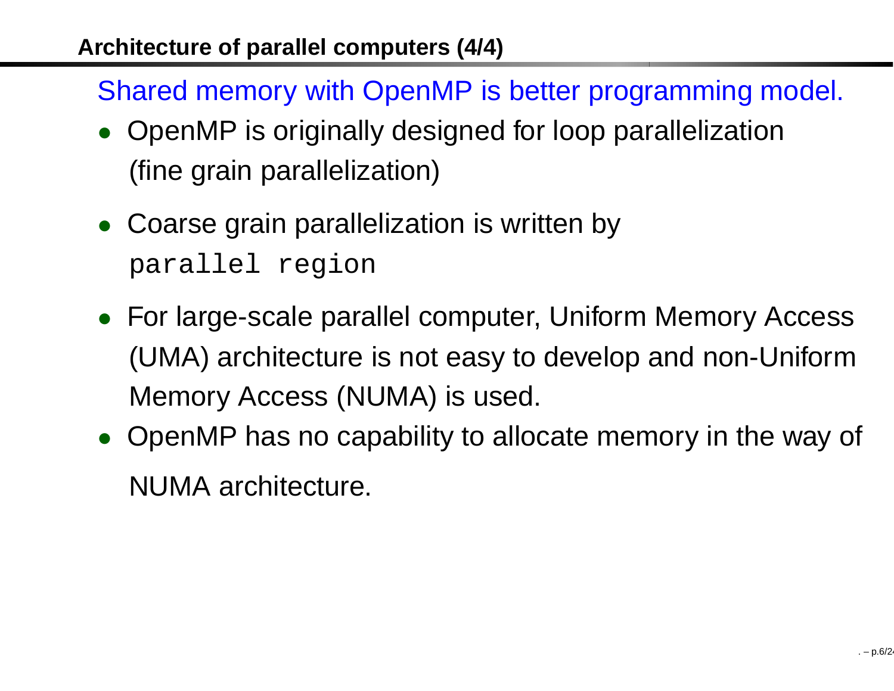## Architecture of parallel computers (4/4)

Shared memory with OpenMP is better programming model.

- OpenMP is originally designed for loop parallelization (fine grain parallelization)
- Coarse grain parallelization is written by `parallel region`
- For large-scale parallel computer, Uniform Memory Access (UMA) architecture is not easy to develop and non-Uniform Memory Access (NUMA) is used.
- OpenMP has no capability to allocate memory in the way of NUMA architecture.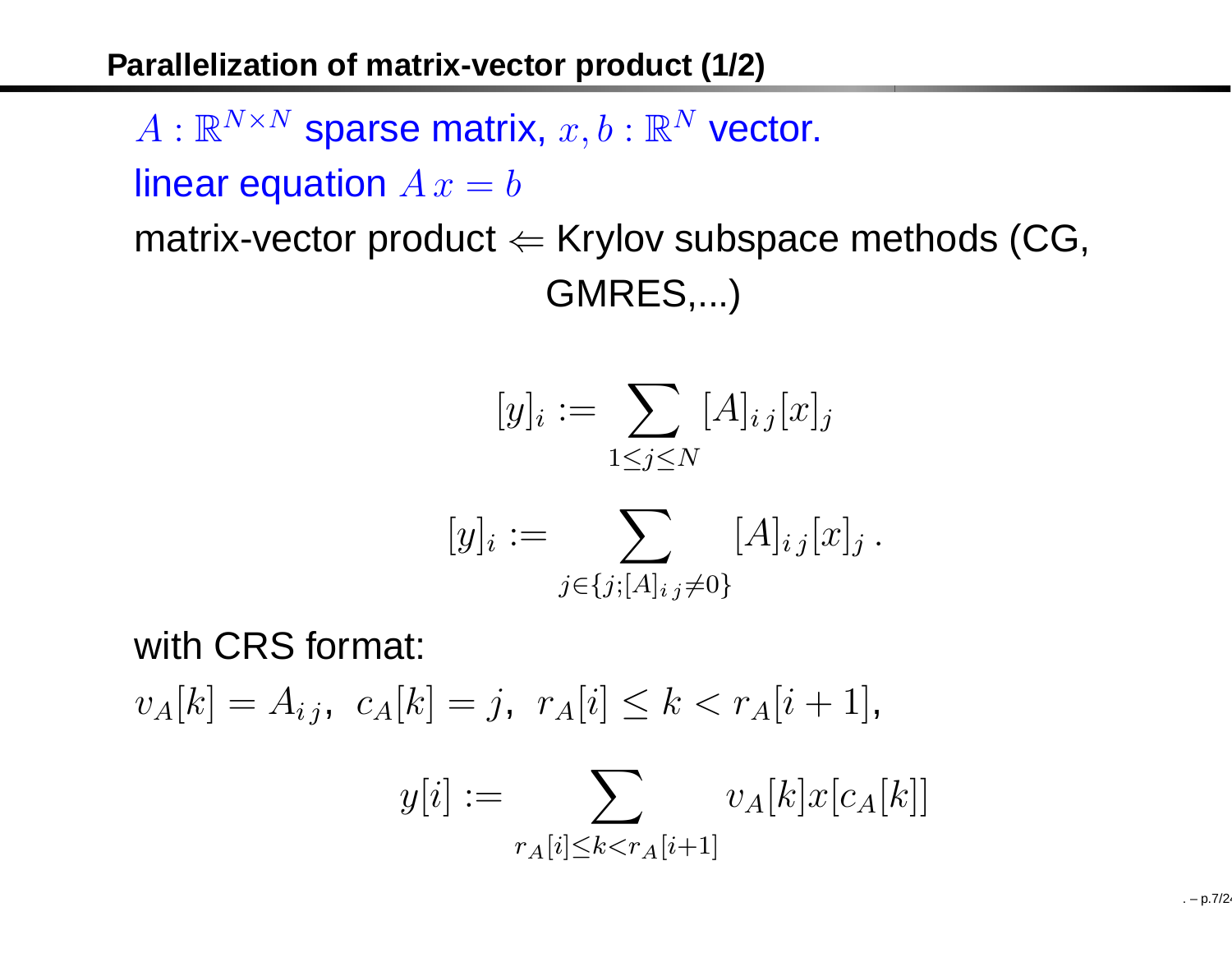## Parallelization of matrix-vector product (1/2)

$A : \mathbb{R}^{N\times N}$ sparse matrix, $x, b : \mathbb{R}^N$ vector.

linear equation $A\,x = b$

matrix-vector product $\Leftarrow$ Krylov subspace methods (CG, GMRES,...)

$$[y]_i := \sum_{1\le j\le N} [A]_{i\,j}[x]_j$$

$$[y]_i := \sum_{j\in\{j;[A]_{i\,j}\neq 0\}} [A]_{i\,j}[x]_j\,.$$

with CRS format:

$v_A[k] = A_{i\,j},\ c_A[k] = j,\ r_A[i] \le k < r_A[i+1],$

$$y[i] := \sum_{r_A[i]\le k<r_A[i+1]} v_A[k]x[c_A[k]]$$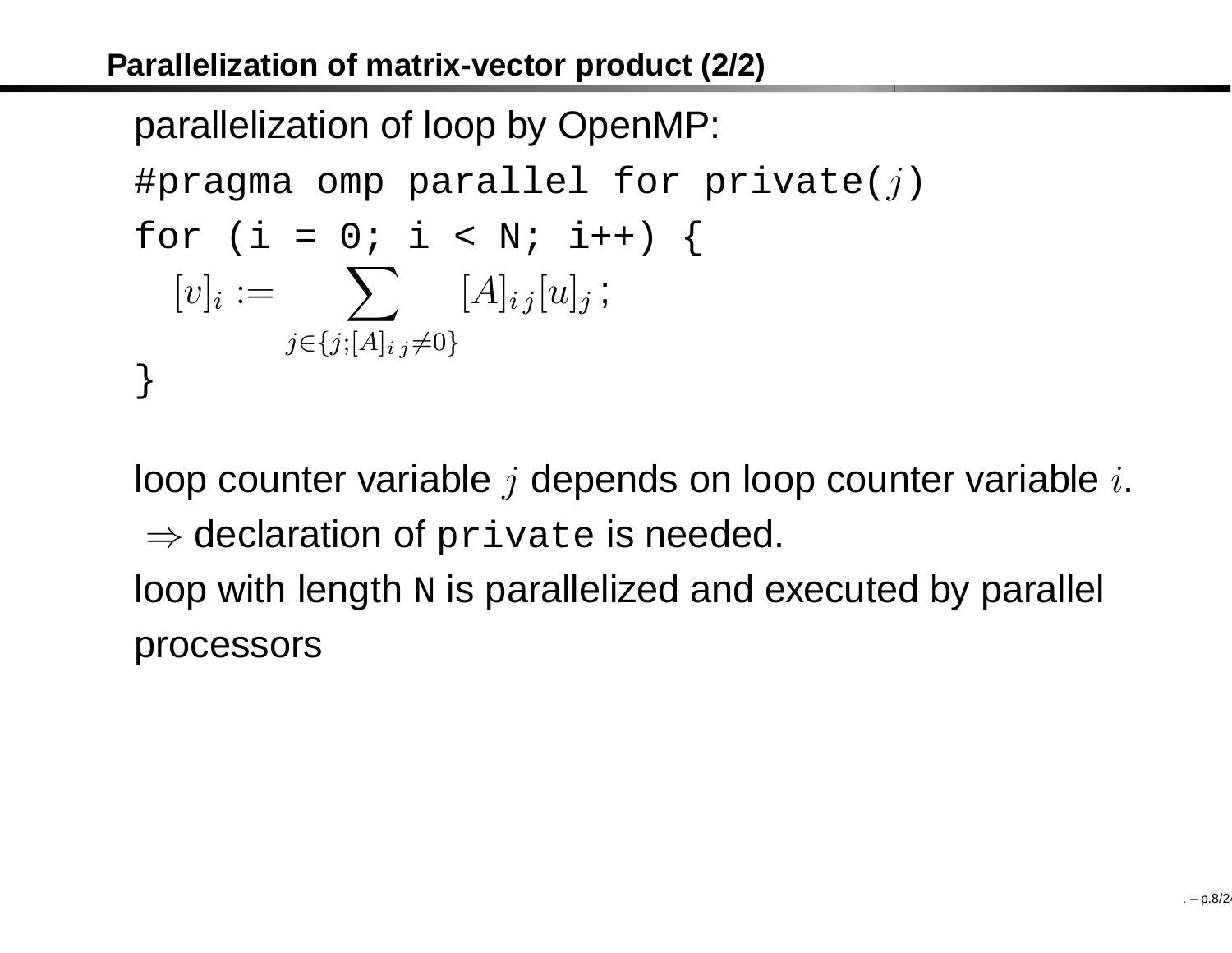## Parallelization of matrix-vector product (2/2)

parallelization of loop by OpenMP:

```
#pragma omp parallel for private(j)
for (i = 0; i < N; i++) {
```

$$[v]_i := \sum_{j \in \{j; [A]_{i\,j} \neq 0\}} [A]_{i\,j} [u]_j \,;$$

```
}
```

loop counter variable $j$ depends on loop counter variable $i$.
$\Rightarrow$ declaration of `private` is needed.
loop with length `N` is parallelized and executed by parallel processors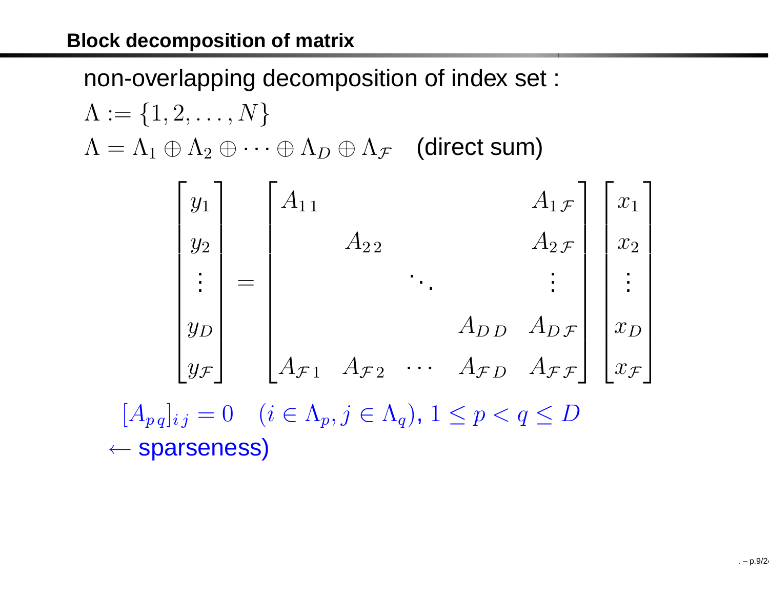## Block decomposition of matrix

non-overlapping decomposition of index set :

$\Lambda := \{1, 2, \ldots, N\}$

$\Lambda = \Lambda_1 \oplus \Lambda_2 \oplus \cdots \oplus \Lambda_D \oplus \Lambda_{\mathcal{F}}$ (direct sum)

$$
\begin{bmatrix} y_1 \\ y_2 \\ \vdots \\ y_D \\ y_{\mathcal{F}} \end{bmatrix}
=
\begin{bmatrix}
A_{1\,1} & & & & A_{1\,\mathcal{F}} \\
& A_{2\,2} & & & A_{2\,\mathcal{F}} \\
& & \ddots & & \vdots \\
& & & A_{D\,D} & A_{D\,\mathcal{F}} \\
A_{\mathcal{F}\,1} & A_{\mathcal{F}\,2} & \cdots & A_{\mathcal{F}\,D} & A_{\mathcal{F}\,\mathcal{F}}
\end{bmatrix}
\begin{bmatrix} x_1 \\ x_2 \\ \vdots \\ x_D \\ x_{\mathcal{F}} \end{bmatrix}
$$

$[A_{p\,q}]_{i\,j} = 0 \quad (i \in \Lambda_p, j \in \Lambda_q)$, $1 \leq p < q \leq D$

$\leftarrow$ sparseness)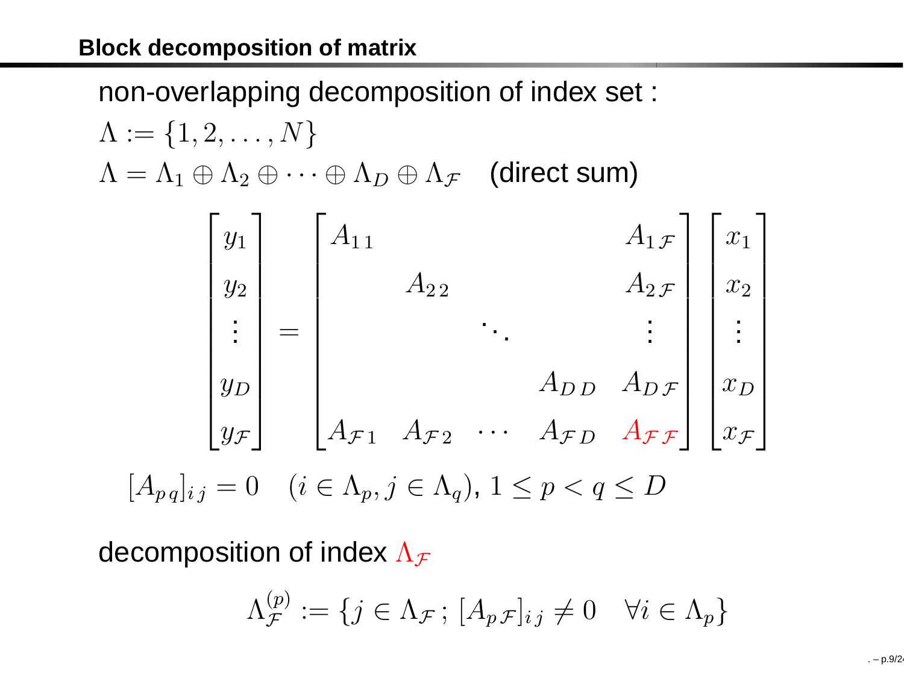## Block decomposition of matrix

non-overlapping decomposition of index set :

$\Lambda := \{1, 2, \ldots, N\}$

$\Lambda = \Lambda_1 \oplus \Lambda_2 \oplus \cdots \oplus \Lambda_D \oplus \Lambda_{\mathcal{F}}$ (direct sum)

$$
\begin{bmatrix} y_1 \\ y_2 \\ \vdots \\ y_D \\ y_{\mathcal{F}} \end{bmatrix}
=
\begin{bmatrix}
A_{1\,1} & & & & A_{1\,\mathcal{F}} \\
& A_{2\,2} & & & A_{2\,\mathcal{F}} \\
& & \ddots & & \vdots \\
& & & A_{D\,D} & A_{D\,\mathcal{F}} \\
A_{\mathcal{F}\,1} & A_{\mathcal{F}\,2} & \cdots & A_{\mathcal{F}\,D} & A_{\mathcal{F}\,\mathcal{F}}
\end{bmatrix}
\begin{bmatrix} x_1 \\ x_2 \\ \vdots \\ x_D \\ x_{\mathcal{F}} \end{bmatrix}
$$

$[A_{p\,q}]_{i\,j} = 0 \quad (i \in \Lambda_p, j \in \Lambda_q)$, $1 \leq p < q \leq D$

decomposition of index $\Lambda_{\mathcal{F}}$

$$
\Lambda_{\mathcal{F}}^{(p)} := \{j \in \Lambda_{\mathcal{F}}\,;\, [A_{p\,\mathcal{F}}]_{i\,j} \neq 0 \quad \forall i \in \Lambda_p\}
$$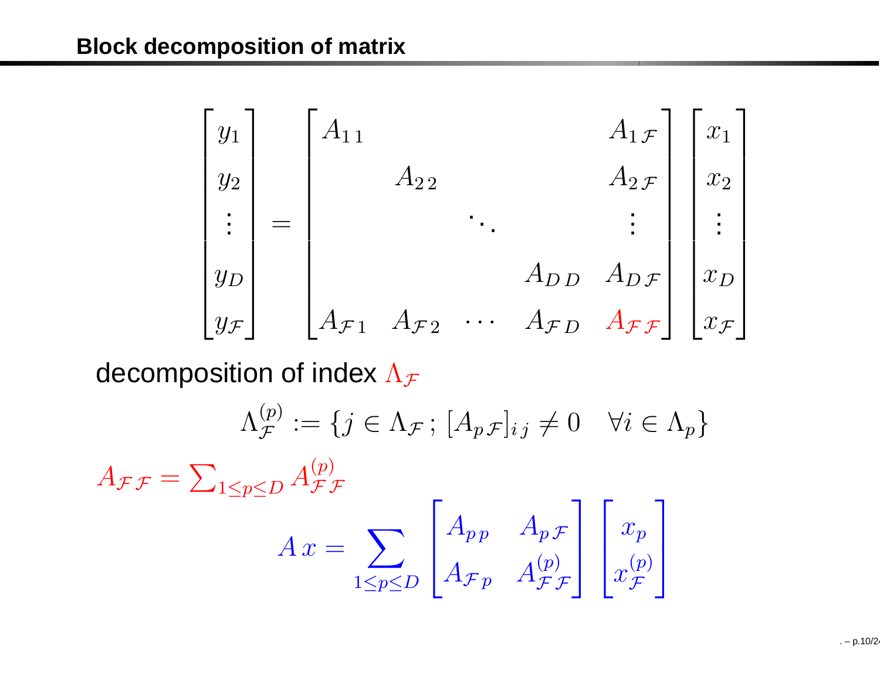# Block decomposition of matrix

$$
\begin{bmatrix} y_1 \\ y_2 \\ \vdots \\ y_D \\ y_{\mathcal{F}} \end{bmatrix}
=
\begin{bmatrix}
A_{1\,1} & & & & A_{1\,\mathcal{F}} \\
& A_{2\,2} & & & A_{2\,\mathcal{F}} \\
& & \ddots & & \vdots \\
& & & A_{D\,D} & A_{D\,\mathcal{F}} \\
A_{\mathcal{F}\,1} & A_{\mathcal{F}\,2} & \cdots & A_{\mathcal{F}\,D} & A_{\mathcal{F}\,\mathcal{F}}
\end{bmatrix}
\begin{bmatrix} x_1 \\ x_2 \\ \vdots \\ x_D \\ x_{\mathcal{F}} \end{bmatrix}
$$

decomposition of index $\Lambda_{\mathcal{F}}$

$$
\Lambda_{\mathcal{F}}^{(p)} := \{ j \in \Lambda_{\mathcal{F}} \,;\, [A_{p\,\mathcal{F}}]_{i\,j} \neq 0 \quad \forall i \in \Lambda_p \}
$$

$A_{\mathcal{F}\,\mathcal{F}} = \sum_{1 \leq p \leq D} A_{\mathcal{F}\,\mathcal{F}}^{(p)}$

$$
A\,x = \sum_{1 \leq p \leq D}
\begin{bmatrix} A_{p\,p} & A_{p\,\mathcal{F}} \\ A_{\mathcal{F}\,p} & A_{\mathcal{F}\,\mathcal{F}}^{(p)} \end{bmatrix}
\begin{bmatrix} x_p \\ x_{\mathcal{F}}^{(p)} \end{bmatrix}
$$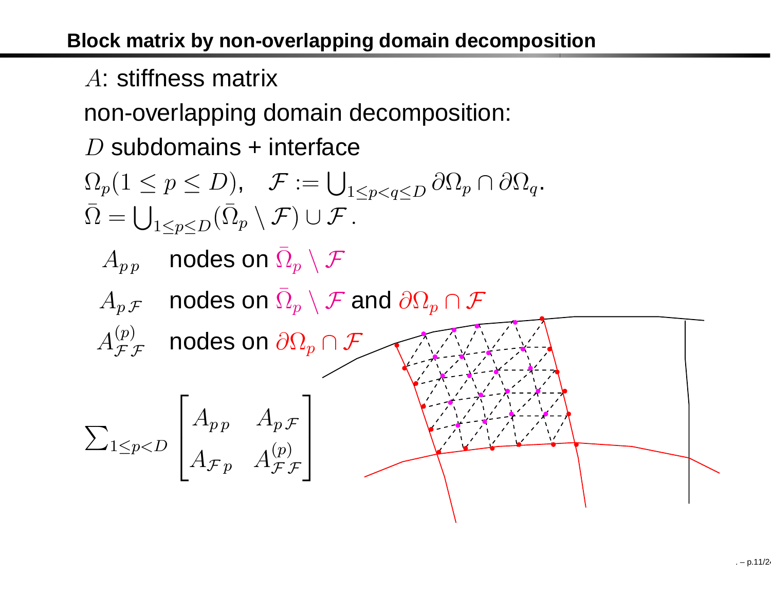## Block matrix by non-overlapping domain decomposition

$A$: stiffness matrix

non-overlapping domain decomposition:

$D$ subdomains + interface

$\Omega_p (1 \leq p \leq D)$, $\quad \mathcal{F} := \bigcup_{1 \leq p < q \leq D} \partial\Omega_p \cap \partial\Omega_q$.

$\bar{\Omega} = \bigcup_{1 \leq p \leq D} (\bar{\Omega}_p \setminus \mathcal{F}) \cup \mathcal{F}$ .

- $A_{p\,p}$ nodes on $\bar{\Omega}_p \setminus \mathcal{F}$
- $A_{p\,\mathcal{F}}$ nodes on $\bar{\Omega}_p \setminus \mathcal{F}$ and $\partial\Omega_p \cap \mathcal{F}$
- $A^{(p)}_{\mathcal{F}\,\mathcal{F}}$ nodes on $\partial\Omega_p \cap \mathcal{F}$

$$\sum_{1 \leq p < D} \begin{bmatrix} A_{p\,p} & A_{p\,\mathcal{F}} \\ A_{\mathcal{F}\,p} & A^{(p)}_{\mathcal{F}\,\mathcal{F}} \end{bmatrix}$$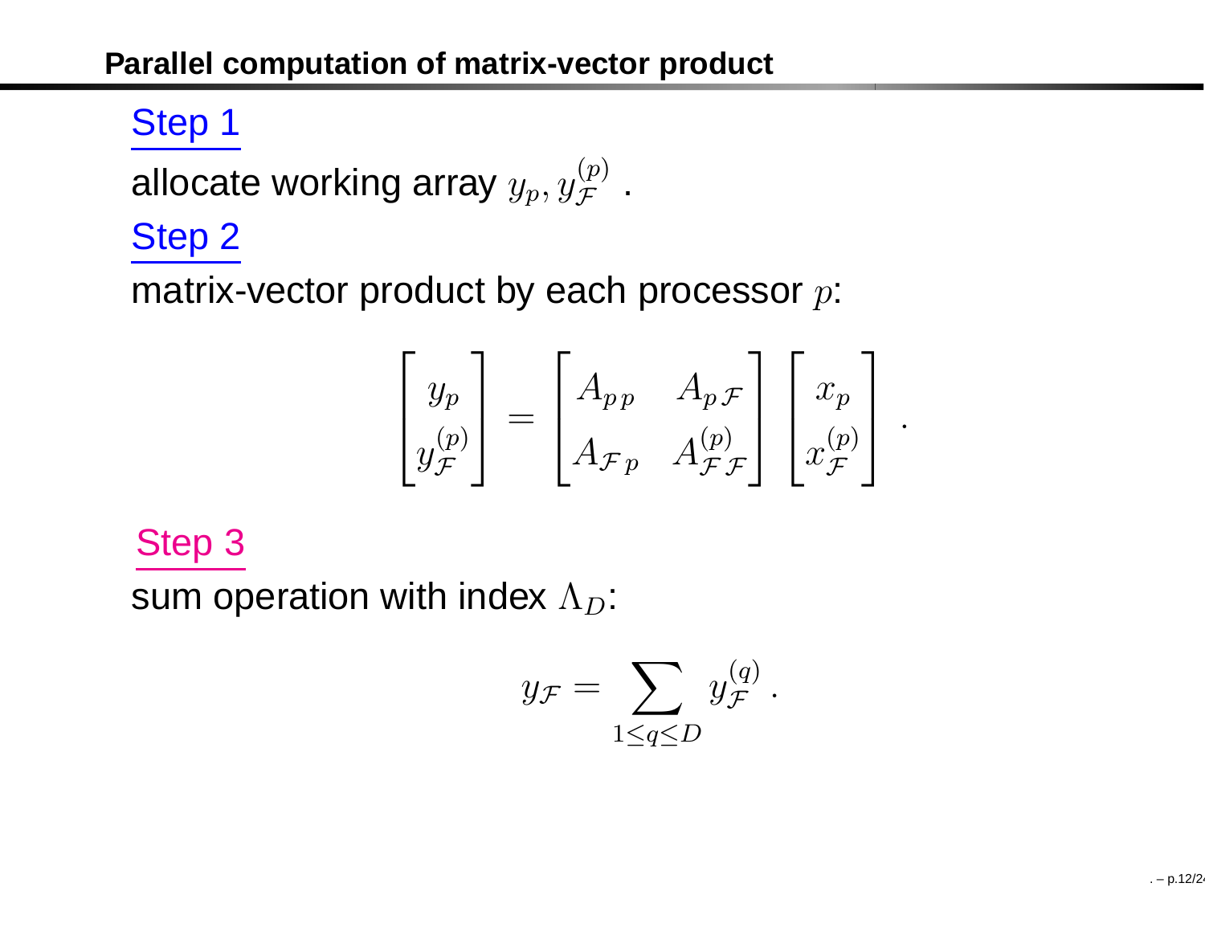## Parallel computation of matrix-vector product

### Step 1

allocate working array $y_p, y_{\mathcal{F}}^{(p)}$ .

### Step 2

matrix-vector product by each processor $p$:

$$
\begin{bmatrix} y_p \\ y_{\mathcal{F}}^{(p)} \end{bmatrix} = \begin{bmatrix} A_{p\,p} & A_{p\,\mathcal{F}} \\ A_{\mathcal{F}\,p} & A_{\mathcal{F}\,\mathcal{F}}^{(p)} \end{bmatrix} \begin{bmatrix} x_p \\ x_{\mathcal{F}}^{(p)} \end{bmatrix} .
$$

### Step 3

sum operation with index $\Lambda_D$:

$$
y_{\mathcal{F}} = \sum_{1 \leq q \leq D} y_{\mathcal{F}}^{(q)} .
$$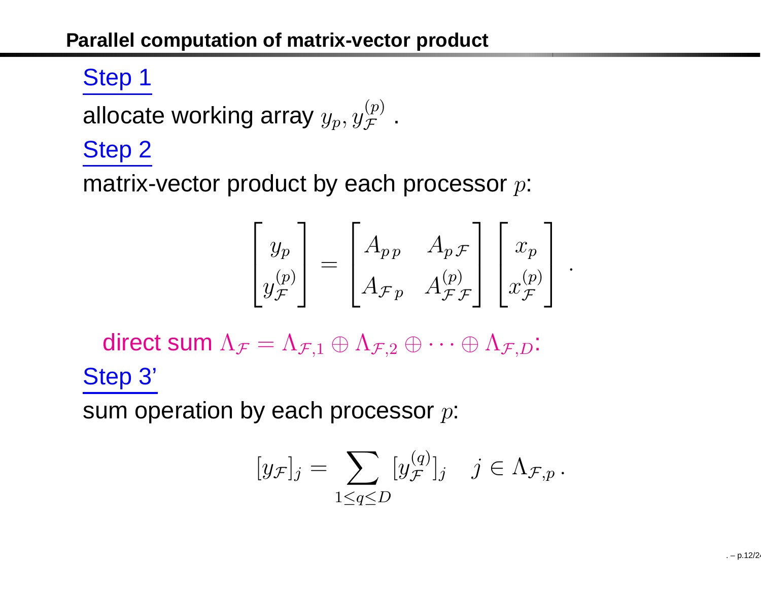## Parallel computation of matrix-vector product

Step 1

allocate working array $y_p, y_{\mathcal{F}}^{(p)}$ .

Step 2

matrix-vector product by each processor $p$:

$$
\begin{bmatrix} y_p \\ y_{\mathcal{F}}^{(p)} \end{bmatrix} = \begin{bmatrix} A_{p\,p} & A_{p\,\mathcal{F}} \\ A_{\mathcal{F}\,p} & A_{\mathcal{F}\,\mathcal{F}}^{(p)} \end{bmatrix} \begin{bmatrix} x_p \\ x_{\mathcal{F}}^{(p)} \end{bmatrix} .
$$

direct sum $\Lambda_{\mathcal{F}} = \Lambda_{\mathcal{F},1} \oplus \Lambda_{\mathcal{F},2} \oplus \cdots \oplus \Lambda_{\mathcal{F},D}$:

Step 3'

sum operation by each processor $p$:

$$
[y_{\mathcal{F}}]_j = \sum_{1 \leq q \leq D} [y_{\mathcal{F}}^{(q)}]_j \quad j \in \Lambda_{\mathcal{F},p} \, .
$$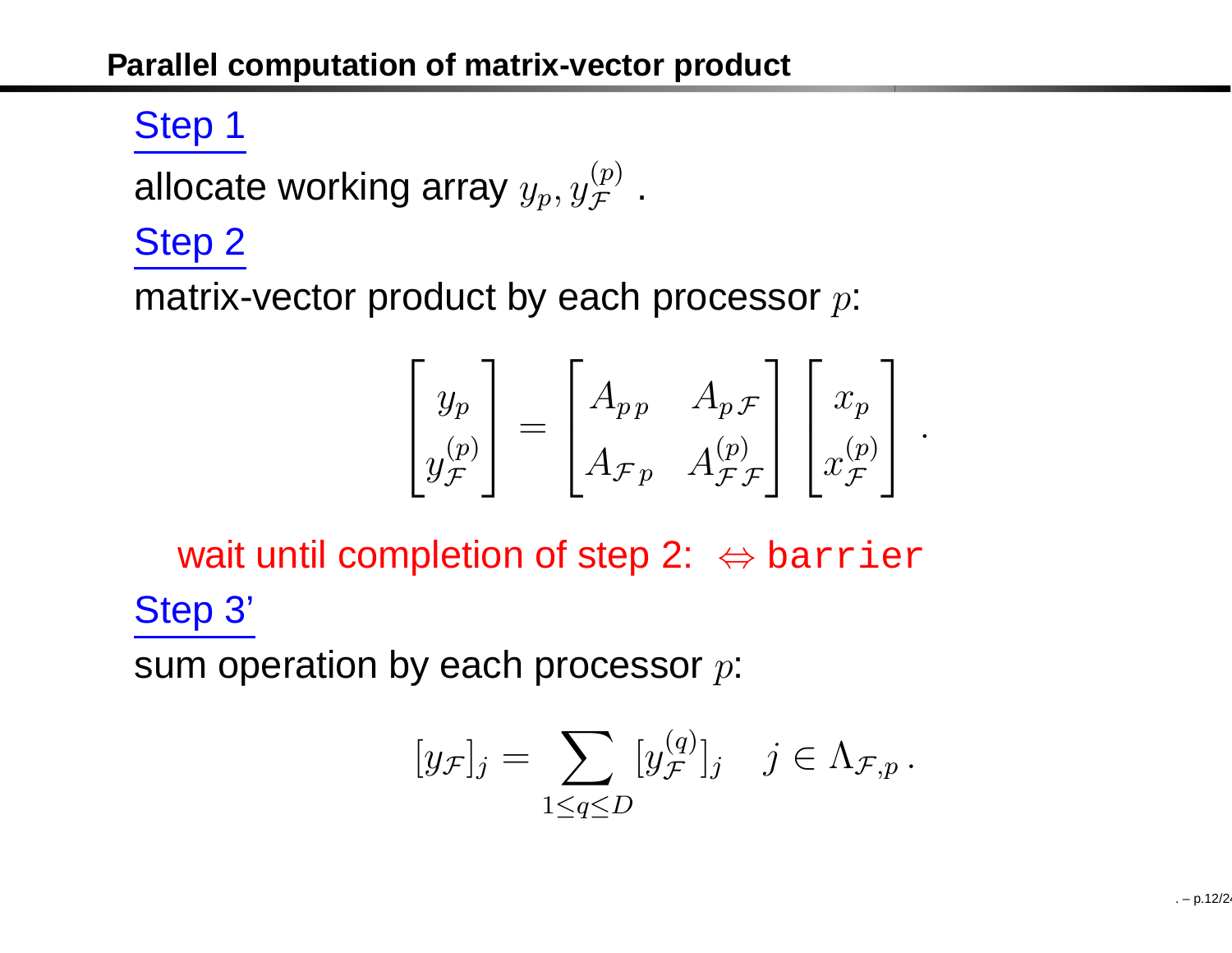## Parallel computation of matrix-vector product

### Step 1

allocate working array $y_p, y_{\mathcal{F}}^{(p)}$ .

### Step 2

matrix-vector product by each processor $p$:

$$
\begin{bmatrix} y_p \\ y_{\mathcal{F}}^{(p)} \end{bmatrix} = \begin{bmatrix} A_{p\,p} & A_{p\,\mathcal{F}} \\ A_{\mathcal{F}\,p} & A_{\mathcal{F}\,\mathcal{F}}^{(p)} \end{bmatrix} \begin{bmatrix} x_p \\ x_{\mathcal{F}}^{(p)} \end{bmatrix} .
$$

wait until completion of step 2: $\Leftrightarrow$ `barrier`

### Step 3'

sum operation by each processor $p$:

$$
[y_{\mathcal{F}}]_j = \sum_{1 \le q \le D} [y_{\mathcal{F}}^{(q)}]_j \quad j \in \Lambda_{\mathcal{F},p} .
$$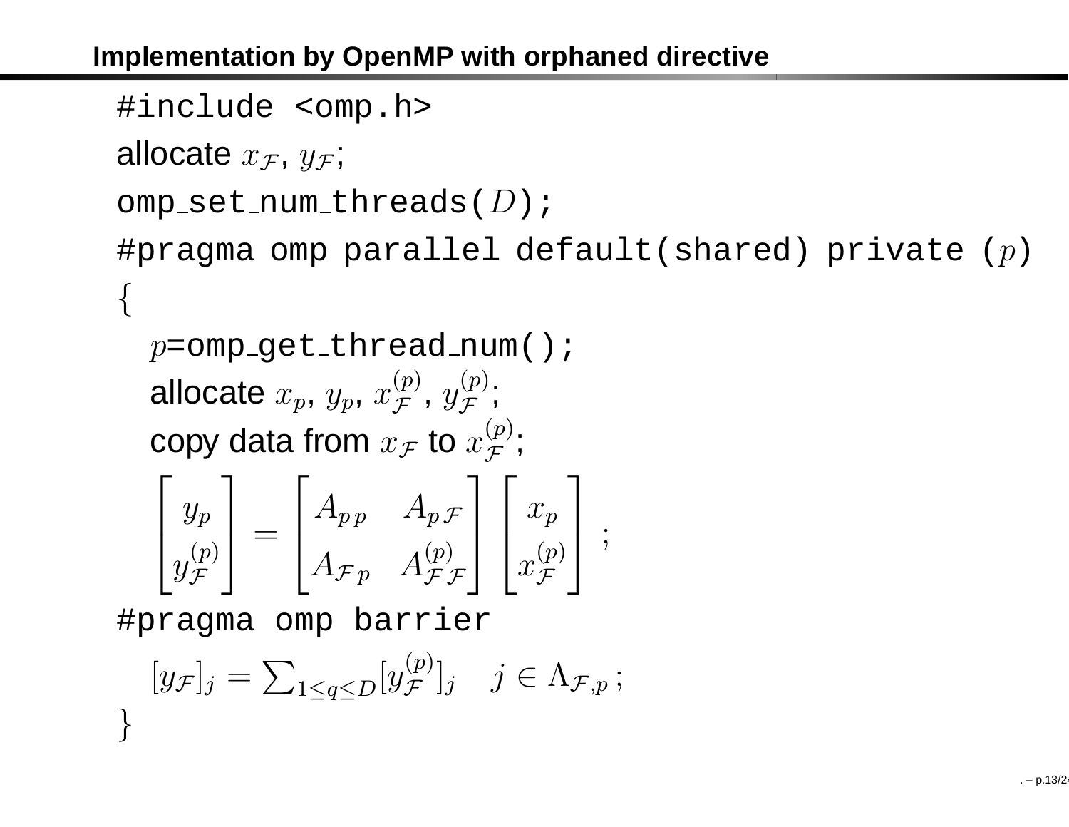## Implementation by OpenMP with orphaned directive

#include <omp.h>

allocate $x_{\mathcal{F}}$, $y_{\mathcal{F}}$;

omp_set_num_threads($D$);

#pragma omp parallel default(shared) private ($p$)

$\{$

  $p$=omp_get_thread_num();

  allocate $x_p$, $y_p$, $x_{\mathcal{F}}^{(p)}$, $y_{\mathcal{F}}^{(p)}$;

  copy data from $x_{\mathcal{F}}$ to $x_{\mathcal{F}}^{(p)}$;

$$\begin{bmatrix} y_p \\ y_{\mathcal{F}}^{(p)} \end{bmatrix} = \begin{bmatrix} A_{p\,p} & A_{p\,\mathcal{F}} \\ A_{\mathcal{F}\,p} & A_{\mathcal{F}\,\mathcal{F}}^{(p)} \end{bmatrix} \begin{bmatrix} x_p \\ x_{\mathcal{F}}^{(p)} \end{bmatrix} ;$$

#pragma omp barrier

$$[y_{\mathcal{F}}]_j = \sum_{1 \leq q \leq D} [y_{\mathcal{F}}^{(p)}]_j \quad j \in \Lambda_{\mathcal{F},p} \, ;$$

$\}$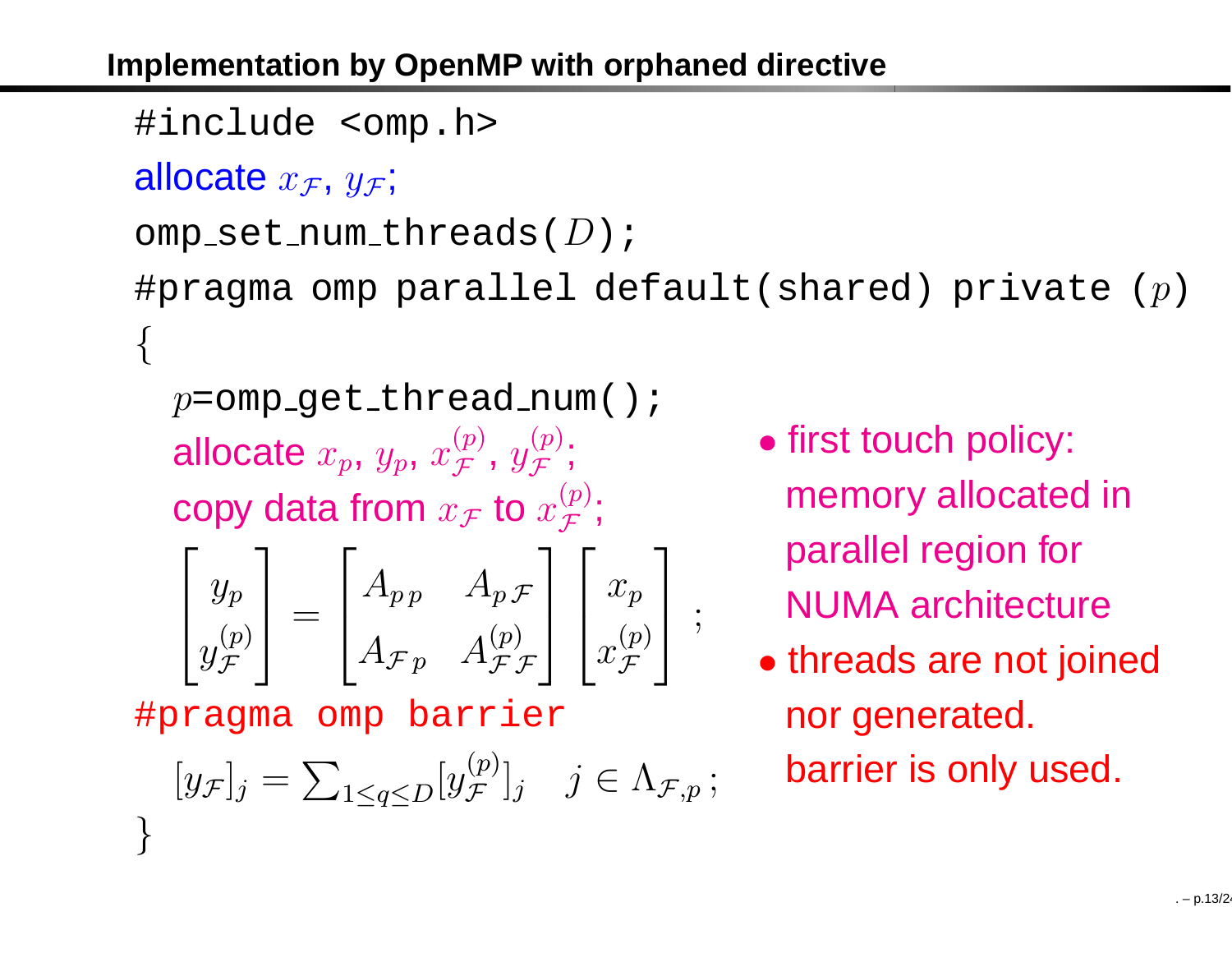## Implementation by OpenMP with orphaned directive

```
#include <omp.h>
allocate x_F, y_F;
omp_set_num_threads(D);
#pragma omp parallel default(shared) private (p)
{
  p=omp_get_thread_num();
  allocate x_p, y_p, x_F^(p), y_F^(p);
  copy data from x_F to x_F^(p);
```

$$\begin{bmatrix} y_p \\ y_{\mathcal{F}}^{(p)} \end{bmatrix} = \begin{bmatrix} A_{p\,p} & A_{p\,\mathcal{F}} \\ A_{\mathcal{F}\,p} & A_{\mathcal{F}\,\mathcal{F}}^{(p)} \end{bmatrix} \begin{bmatrix} x_p \\ x_{\mathcal{F}}^{(p)} \end{bmatrix};$$

```
#pragma omp barrier
```

$$[y_{\mathcal{F}}]_j = \sum_{1 \leq q \leq D} [y_{\mathcal{F}}^{(p)}]_j \quad j \in \Lambda_{\mathcal{F},p};$$

```
}
```

- first touch policy: memory allocated in parallel region for NUMA architecture
- threads are not joined nor generated. barrier is only used.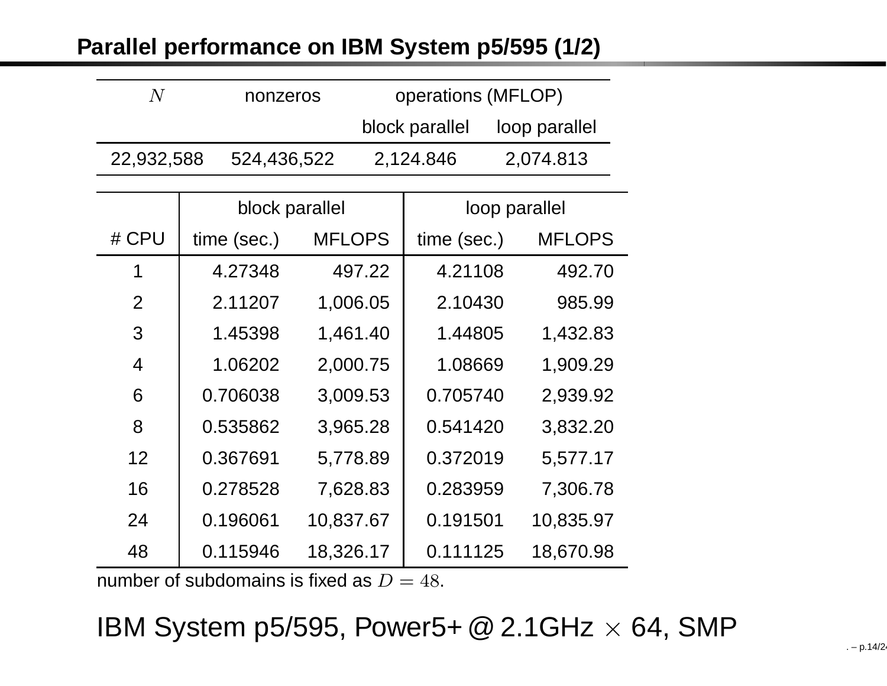## Parallel performance on IBM System p5/595 (1/2)

| $N$ | nonzeros | operations (MFLOP) | |
|---|---|---|---|
| | | block parallel | loop parallel |
| 22,932,588 | 524,436,522 | 2,124.846 | 2,074.813 |

| | block parallel | | loop parallel | |
|---|---|---|---|---|
| # CPU | time (sec.) | MFLOPS | time (sec.) | MFLOPS |
| 1 | 4.27348 | 497.22 | 4.21108 | 492.70 |
| 2 | 2.11207 | 1,006.05 | 2.10430 | 985.99 |
| 3 | 1.45398 | 1,461.40 | 1.44805 | 1,432.83 |
| 4 | 1.06202 | 2,000.75 | 1.08669 | 1,909.29 |
| 6 | 0.706038 | 3,009.53 | 0.705740 | 2,939.92 |
| 8 | 0.535862 | 3,965.28 | 0.541420 | 3,832.20 |
| 12 | 0.367691 | 5,778.89 | 0.372019 | 5,577.17 |
| 16 | 0.278528 | 7,628.83 | 0.283959 | 7,306.78 |
| 24 | 0.196061 | 10,837.67 | 0.191501 | 10,835.97 |
| 48 | 0.115946 | 18,326.17 | 0.111125 | 18,670.98 |

number of subdomains is fixed as $D = 48$.

IBM System p5/595, Power5+ @ 2.1GHz $\times$ 64, SMP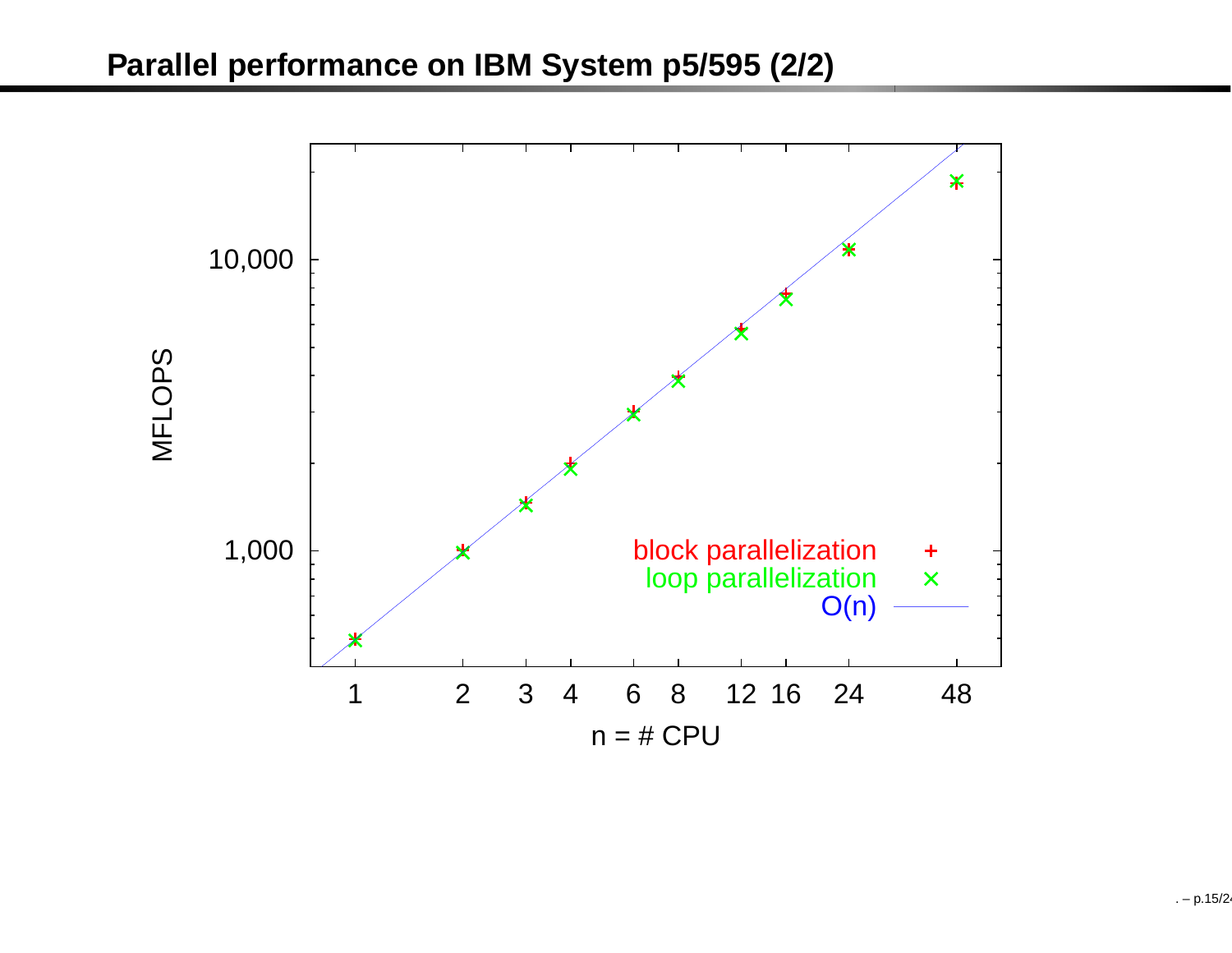# Parallel performance on IBM System p5/595 (2/2)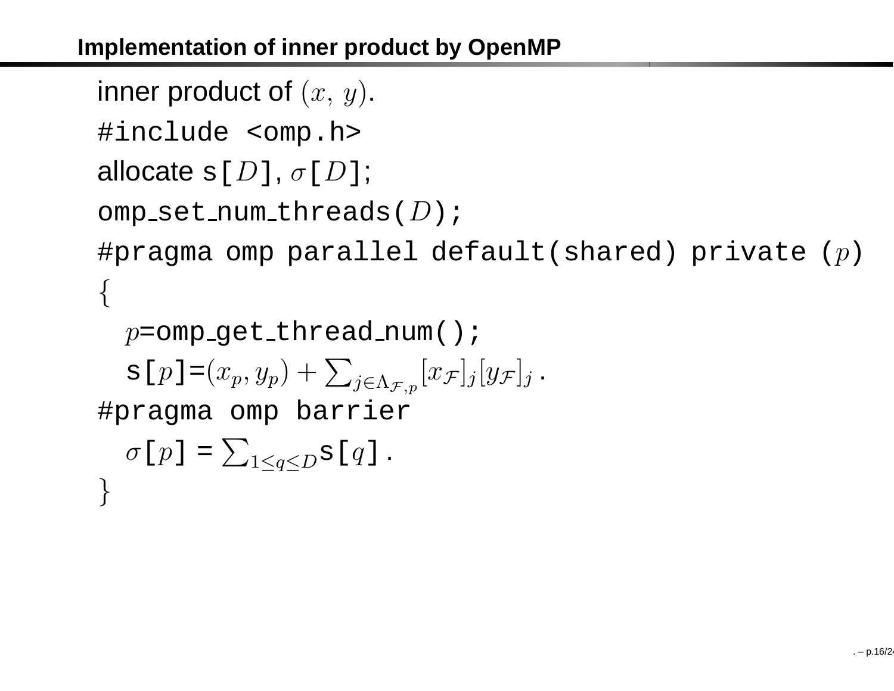## Implementation of inner product by OpenMP

inner product of $(x,\, y)$.

```
#include <omp.h>
allocate s[D], σ[D];
omp_set_num_threads(D);
#pragma omp parallel default(shared) private (p)
{
  p=omp_get_thread_num();
  s[p]=(x_p, y_p) + Σ_{j∈Λ_{F,p}} [x_F]_j [y_F]_j .
#pragma omp barrier
  σ[p] = Σ_{1≤q≤D} s[q] .
}
```

where s[$p$]$=(x_p, y_p) + \sum_{j \in \Lambda_{\mathcal{F},p}} [x_{\mathcal{F}}]_j [y_{\mathcal{F}}]_j$ and $\sigma$[$p$] $= \sum_{1 \leq q \leq D}$s[$q$].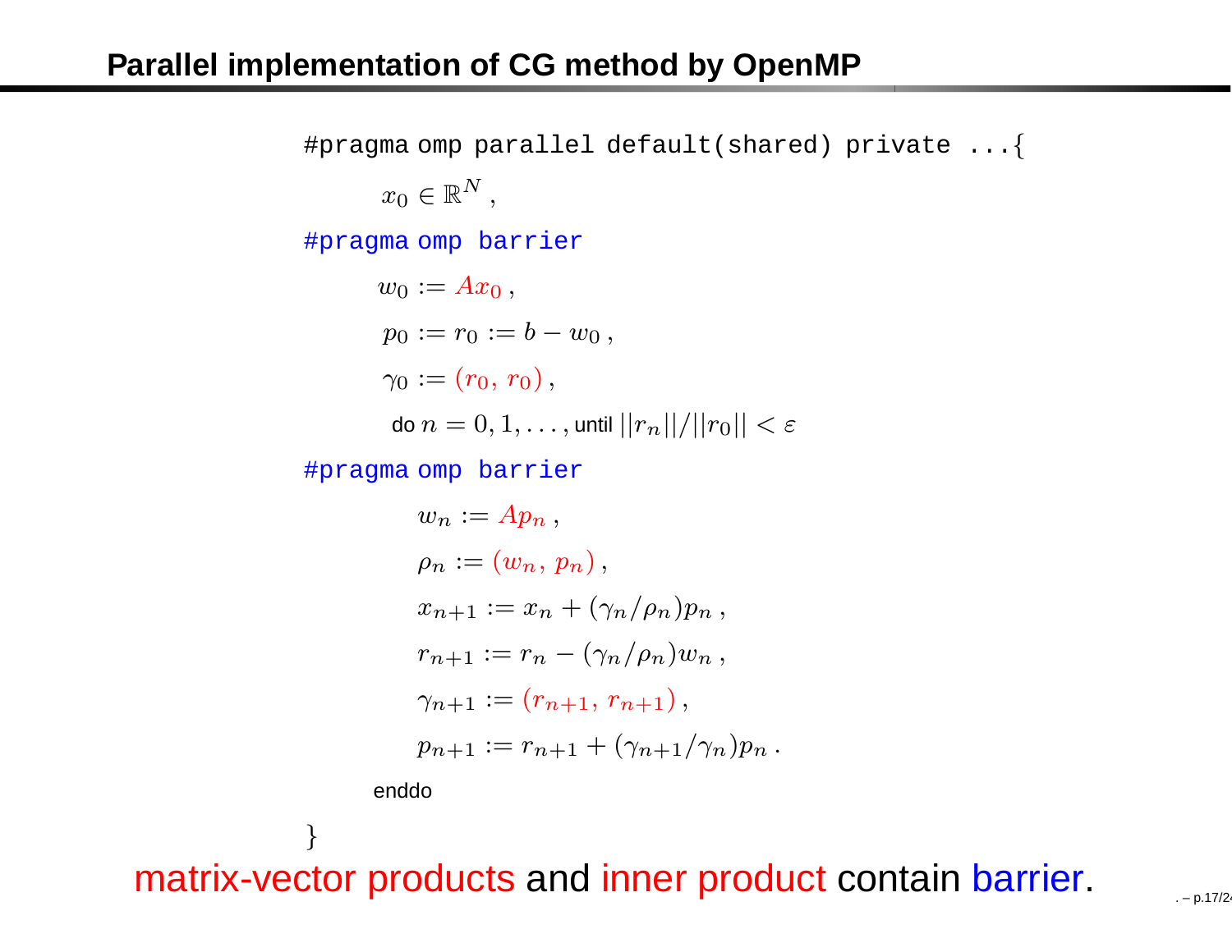## Parallel implementation of CG method by OpenMP

```
#pragma omp parallel default(shared) private ...{
```

$x_0 \in \mathbb{R}^N$,

```
#pragma omp barrier
```

$w_0 := Ax_0$,

$p_0 := r_0 := b - w_0$,

$\gamma_0 := (r_0,\, r_0)$,

do $n = 0, 1, \ldots,$ until $||r_n||/||r_0|| < \varepsilon$

```
#pragma omp barrier
```

$w_n := Ap_n$,

$\rho_n := (w_n,\, p_n)$,

$x_{n+1} := x_n + (\gamma_n/\rho_n)p_n$,

$r_{n+1} := r_n - (\gamma_n/\rho_n)w_n$,

$\gamma_{n+1} := (r_{n+1},\, r_{n+1})$,

$p_{n+1} := r_{n+1} + (\gamma_{n+1}/\gamma_n)p_n$.

enddo

}

matrix-vector products and inner product contain barrier.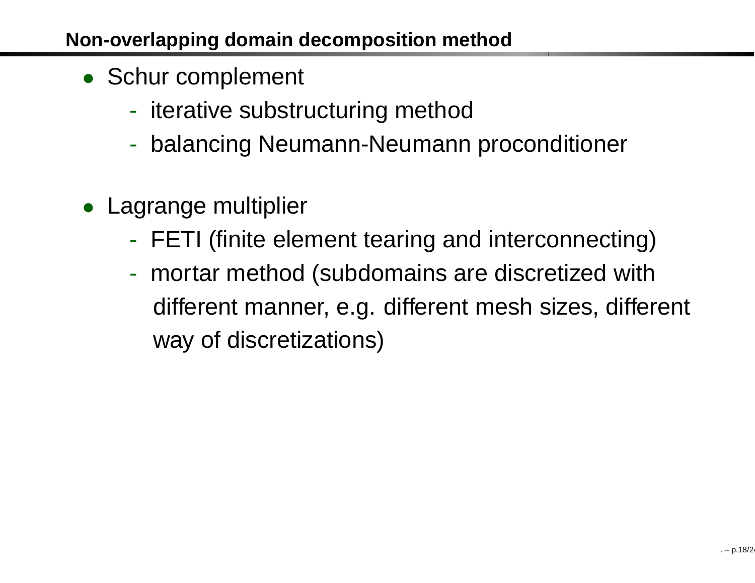## Non-overlapping domain decomposition method

- Schur complement
  - iterative substructuring method
  - balancing Neumann-Neumann proconditioner

- Lagrange multiplier
  - FETI (finite element tearing and interconnecting)
  - mortar method (subdomains are discretized with different manner, e.g. different mesh sizes, different way of discretizations)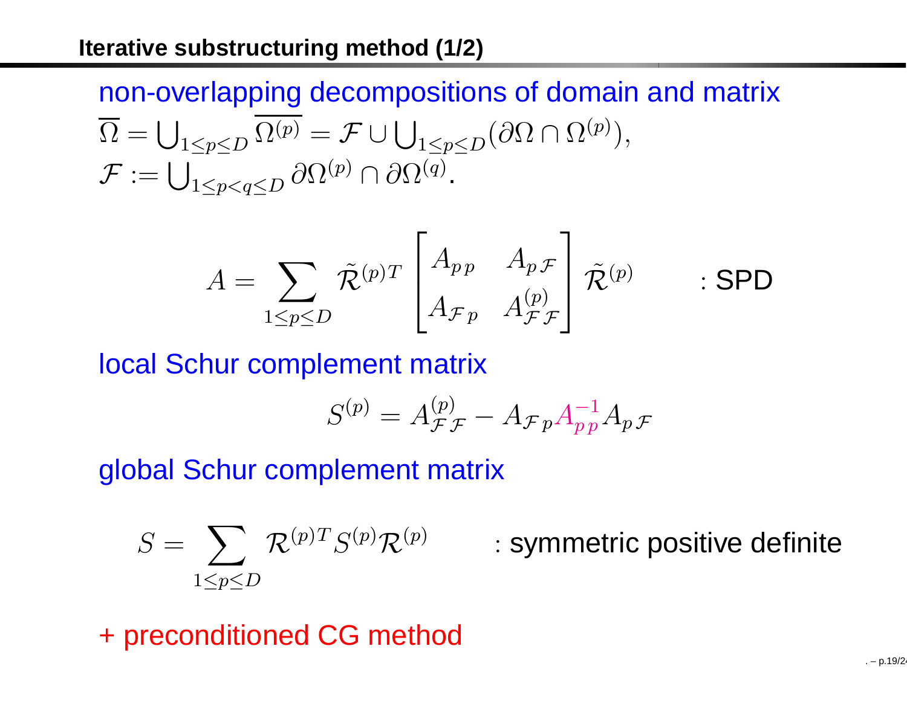## Iterative substructuring method (1/2)

non-overlapping decompositions of domain and matrix

$$\overline{\Omega} = \bigcup_{1\leq p\leq D} \overline{\Omega^{(p)}} = \mathcal{F} \cup \bigcup_{1\leq p\leq D} (\partial\Omega \cap \Omega^{(p)}),$$

$$\mathcal{F} := \bigcup_{1\leq p<q\leq D} \partial\Omega^{(p)} \cap \partial\Omega^{(q)}.$$

$$A = \sum_{1\leq p\leq D} \tilde{\mathcal{R}}^{(p)T} \begin{bmatrix} A_{p\,p} & A_{p\,\mathcal{F}} \\ A_{\mathcal{F}\,p} & A^{(p)}_{\mathcal{F}\,\mathcal{F}} \end{bmatrix} \tilde{\mathcal{R}}^{(p)} \qquad : \text{SPD}$$

local Schur complement matrix

$$S^{(p)} = A^{(p)}_{\mathcal{F}\,\mathcal{F}} - A_{\mathcal{F}\,p} A^{-1}_{p\,p} A_{p\,\mathcal{F}}$$

global Schur complement matrix

$$S = \sum_{1\leq p\leq D} \mathcal{R}^{(p)T} S^{(p)} \mathcal{R}^{(p)} \qquad : \text{symmetric positive definite}$$

+ preconditioned CG method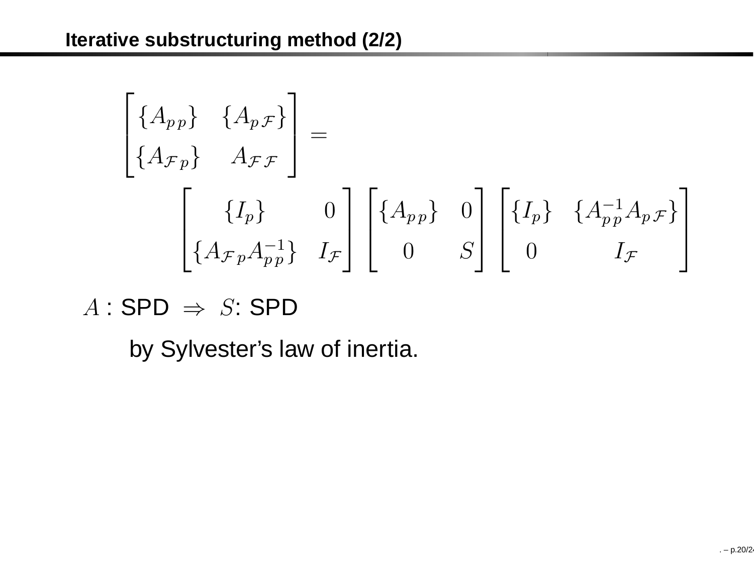## Iterative substructuring method (2/2)

$$
\begin{bmatrix} \{A_{p\,p}\} & \{A_{p\,\mathcal{F}}\} \\ \{A_{\mathcal{F}\,p}\} & A_{\mathcal{F}\,\mathcal{F}} \end{bmatrix} =
$$

$$
\begin{bmatrix} \{I_p\} & 0 \\ \{A_{\mathcal{F}\,p} A_{p\,p}^{-1}\} & I_{\mathcal{F}} \end{bmatrix}
\begin{bmatrix} \{A_{p\,p}\} & 0 \\ 0 & S \end{bmatrix}
\begin{bmatrix} \{I_p\} & \{A_{p\,p}^{-1} A_{p\,\mathcal{F}}\} \\ 0 & I_{\mathcal{F}} \end{bmatrix}
$$

$A$ : SPD $\Rightarrow$ $S$: SPD

by Sylvester's law of inertia.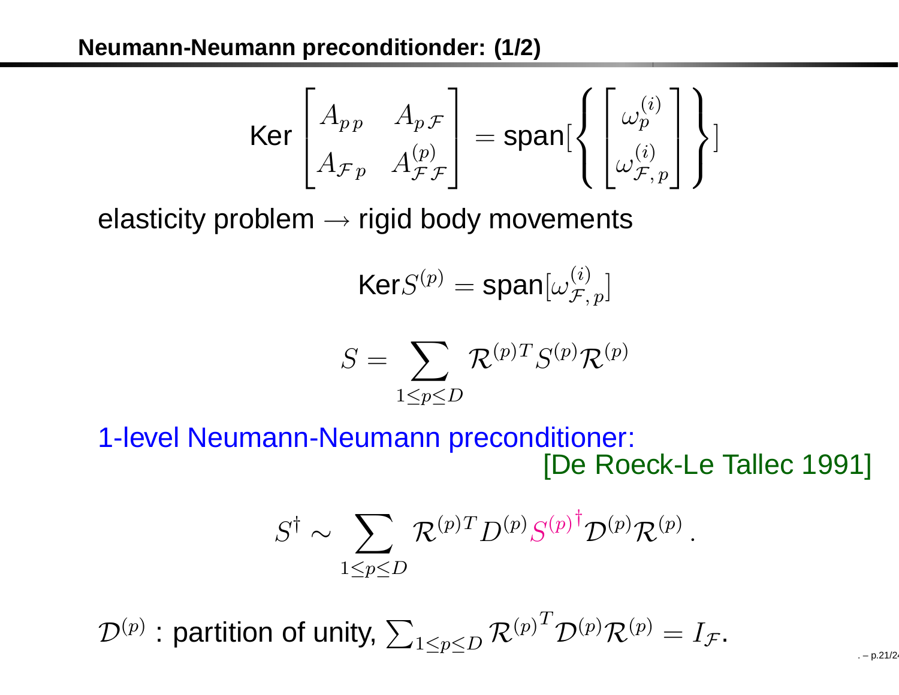## Neumann-Neumann preconditionder: (1/2)

$$\text{Ker} \begin{bmatrix} A_{p\,p} & A_{p\,\mathcal{F}} \\ A_{\mathcal{F}\,p} & A^{(p)}_{\mathcal{F}\,\mathcal{F}} \end{bmatrix} = \text{span}[\left\{ \begin{bmatrix} \omega_p^{(i)} \\ \omega^{(i)}_{\mathcal{F},\,p} \end{bmatrix} \right\}]$$

elasticity problem $\rightarrow$ rigid body movements

$$\text{Ker} S^{(p)} = \text{span}[\omega^{(i)}_{\mathcal{F},\,p}]$$

$$S = \sum_{1 \leq p \leq D} \mathcal{R}^{(p)T} S^{(p)} \mathcal{R}^{(p)}$$

1-level Neumann-Neumann preconditioner:

[De Roeck-Le Tallec 1991]

$$S^{\dagger} \sim \sum_{1 \leq p \leq D} \mathcal{R}^{(p)T} D^{(p)} {S^{(p)}}^{\dagger} \mathcal{D}^{(p)} \mathcal{R}^{(p)} \,.$$

$\mathcal{D}^{(p)}$ : partition of unity, $\sum_{1 \leq p \leq D} {\mathcal{R}^{(p)}}^{T} \mathcal{D}^{(p)} \mathcal{R}^{(p)} = I_{\mathcal{F}}$.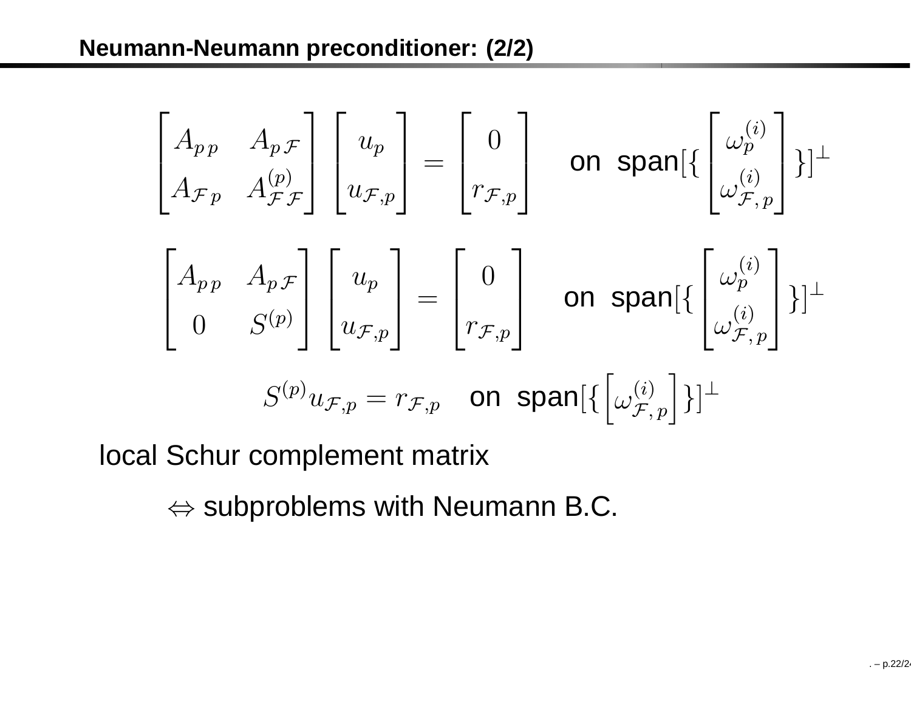## Neumann-Neumann preconditioner: (2/2)

$$\begin{bmatrix} A_{p\,p} & A_{p\,\mathcal{F}} \\ A_{\mathcal{F}\,p} & A^{(p)}_{\mathcal{F}\,\mathcal{F}} \end{bmatrix} \begin{bmatrix} u_p \\ u_{\mathcal{F},p} \end{bmatrix} = \begin{bmatrix} 0 \\ r_{\mathcal{F},p} \end{bmatrix} \quad \text{on span}[\{ \begin{bmatrix} \omega_p^{(i)} \\ \omega_{\mathcal{F},\,p}^{(i)} \end{bmatrix} \}]^{\perp}$$

$$\begin{bmatrix} A_{p\,p} & A_{p\,\mathcal{F}} \\ 0 & S^{(p)} \end{bmatrix} \begin{bmatrix} u_p \\ u_{\mathcal{F},p} \end{bmatrix} = \begin{bmatrix} 0 \\ r_{\mathcal{F},p} \end{bmatrix} \quad \text{on span}[\{ \begin{bmatrix} \omega_p^{(i)} \\ \omega_{\mathcal{F},\,p}^{(i)} \end{bmatrix} \}]^{\perp}$$

$$S^{(p)} u_{\mathcal{F},p} = r_{\mathcal{F},p} \quad \text{on span}[\{ \begin{bmatrix} \omega_{\mathcal{F},\,p}^{(i)} \end{bmatrix} \}]^{\perp}$$

local Schur complement matrix

$\Leftrightarrow$ subproblems with Neumann B.C.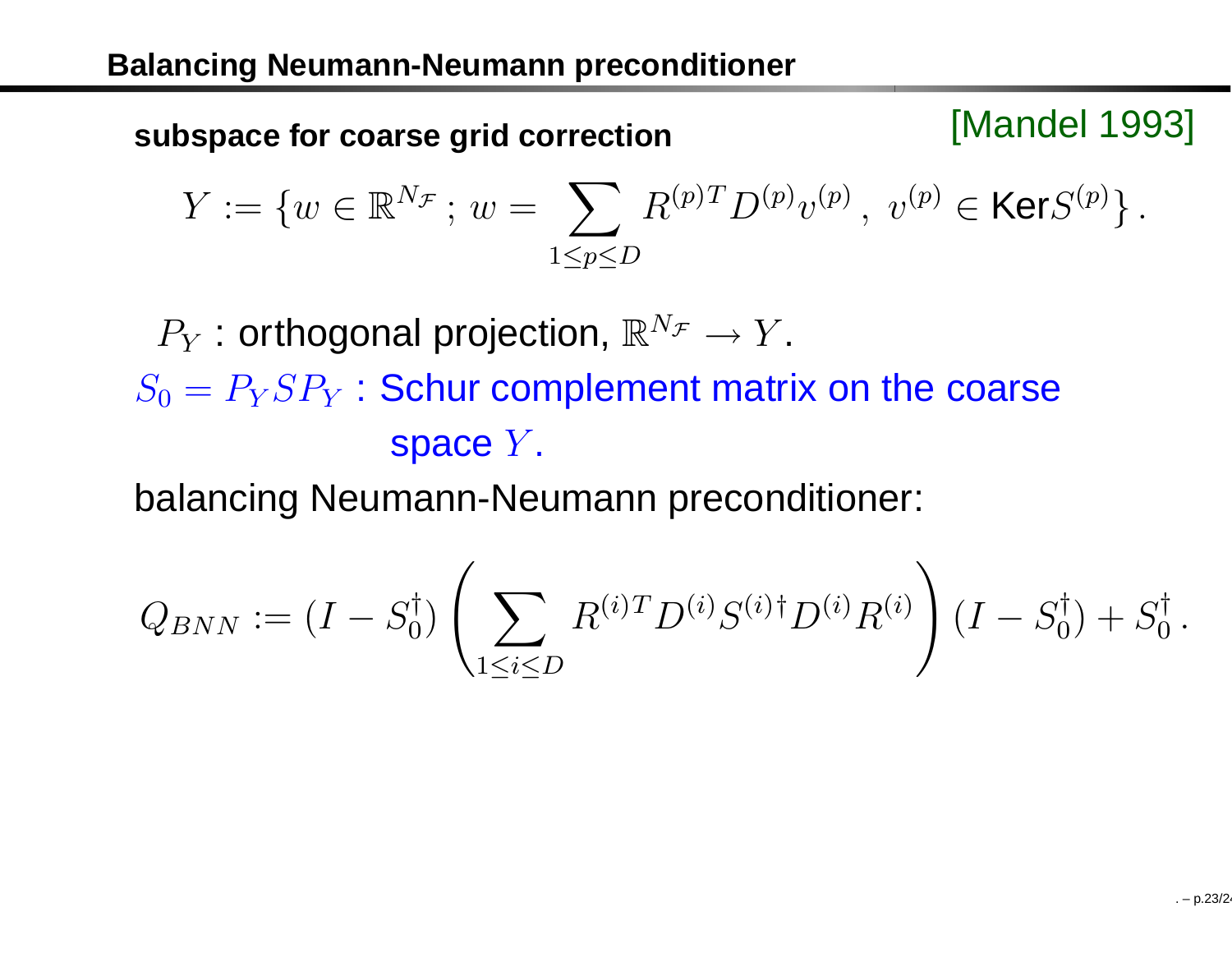## Balancing Neumann-Neumann preconditioner

**subspace for coarse grid correction** [Mandel 1993]

$$Y := \{w \in \mathbb{R}^{N_{\mathcal{F}}}\,;\; w = \sum_{1 \le p \le D} R^{(p)T} D^{(p)} v^{(p)}\,,\; v^{(p)} \in \mathrm{Ker} S^{(p)}\}\,.$$

$P_Y$ : orthogonal projection, $\mathbb{R}^{N_{\mathcal{F}}} \to Y$.

$S_0 = P_Y S P_Y$ : Schur complement matrix on the coarse space $Y$.

balancing Neumann-Neumann preconditioner:

$$Q_{BNN} := (I - S_0^{\dagger}) \left( \sum_{1 \le i \le D} R^{(i)T} D^{(i)} S^{(i)\dagger} D^{(i)} R^{(i)} \right) (I - S_0^{\dagger}) + S_0^{\dagger}\,.$$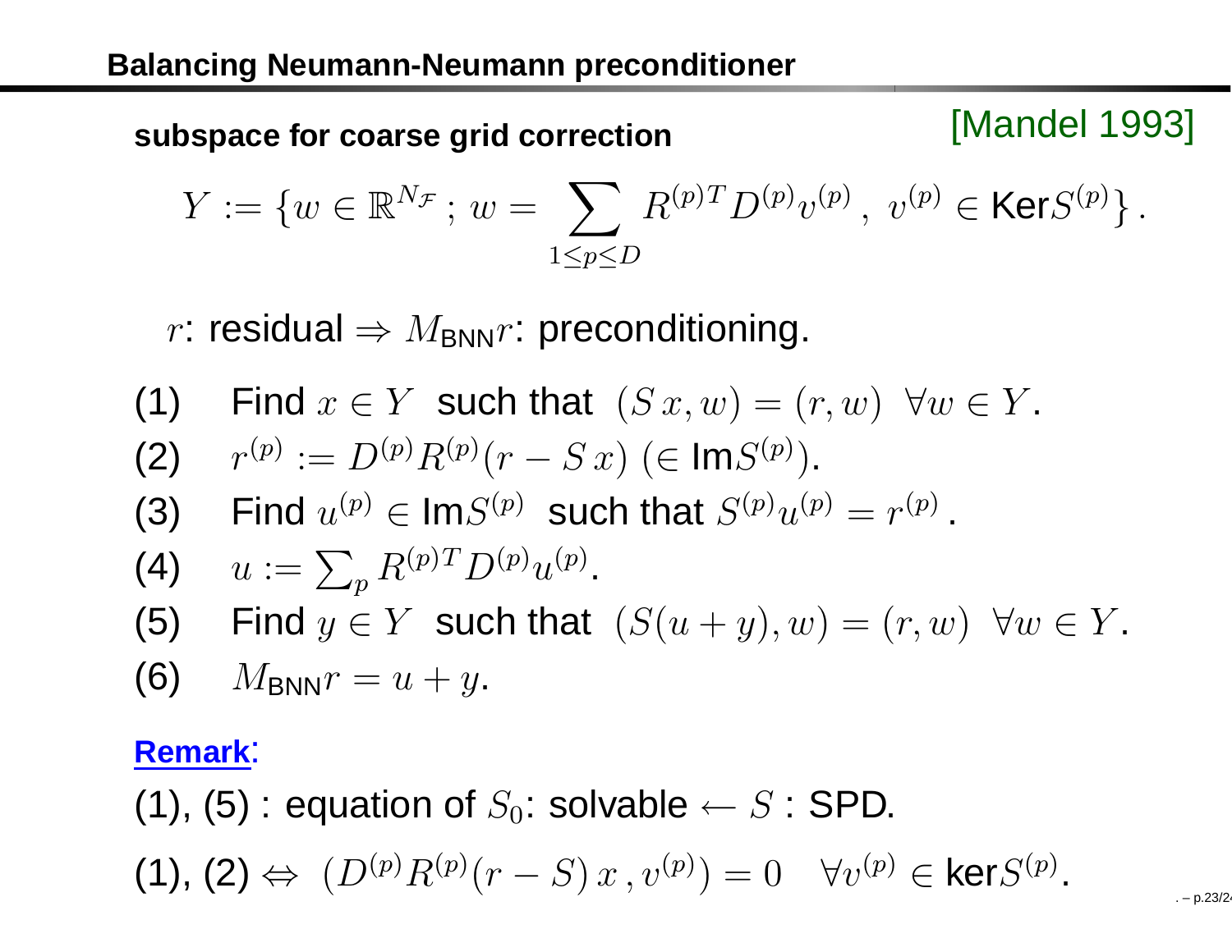## Balancing Neumann-Neumann preconditioner

**subspace for coarse grid correction** [Mandel 1993]

$$Y := \{ w \in \mathbb{R}^{N_{\mathcal{F}}} \, ; \, w = \sum_{1 \le p \le D} R^{(p)T} D^{(p)} v^{(p)} \, , \; v^{(p)} \in \mathrm{Ker} S^{(p)} \} \, .$$

$r$: residual $\Rightarrow M_{\mathrm{BNN}} r$: preconditioning.

(1) Find $x \in Y$ such that $(S\,x, w) = (r, w) \;\; \forall w \in Y$.

(2) $r^{(p)} := D^{(p)} R^{(p)} (r - S\,x) \; (\in \mathrm{Im} S^{(p)})$.

(3) Find $u^{(p)} \in \mathrm{Im} S^{(p)}$ such that $S^{(p)} u^{(p)} = r^{(p)}$.

(4) $u := \sum_p R^{(p)T} D^{(p)} u^{(p)}$.

(5) Find $y \in Y$ such that $(S(u + y), w) = (r, w) \;\; \forall w \in Y$.

(6) $M_{\mathrm{BNN}} r = u + y$.

**Remark**:

(1), (5) : equation of $S_0$: solvable $\leftarrow S$ : SPD.

(1), (2) $\Leftrightarrow \; (D^{(p)} R^{(p)} (r - S)\, x \, , v^{(p)}) = 0 \quad \forall v^{(p)} \in \ker S^{(p)}$.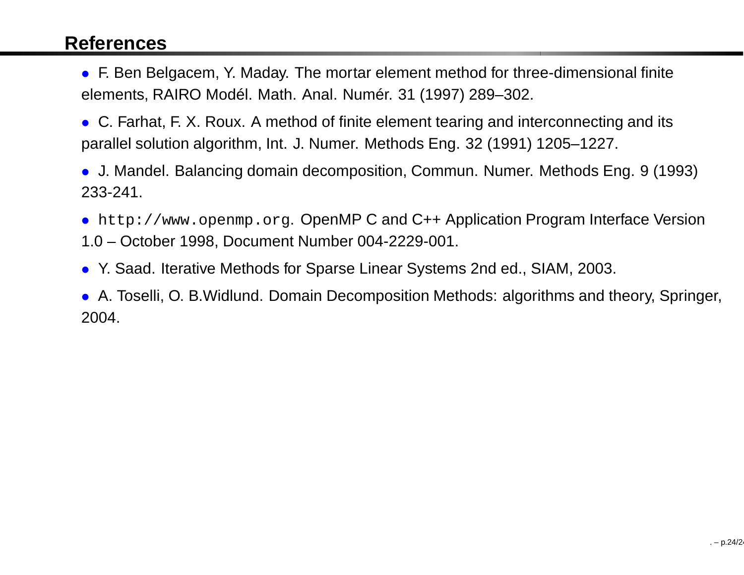## References

- F. Ben Belgacem, Y. Maday. The mortar element method for three-dimensional finite elements, RAIRO Modél. Math. Anal. Numér. 31 (1997) 289–302.
- C. Farhat, F. X. Roux. A method of finite element tearing and interconnecting and its parallel solution algorithm, Int. J. Numer. Methods Eng. 32 (1991) 1205–1227.
- J. Mandel. Balancing domain decomposition, Commun. Numer. Methods Eng. 9 (1993) 233-241.
- `http://www.openmp.org`. OpenMP C and C++ Application Program Interface Version 1.0 – October 1998, Document Number 004-2229-001.
- Y. Saad. Iterative Methods for Sparse Linear Systems 2nd ed., SIAM, 2003.
- A. Toselli, O. B.Widlund. Domain Decomposition Methods: algorithms and theory, Springer, 2004.